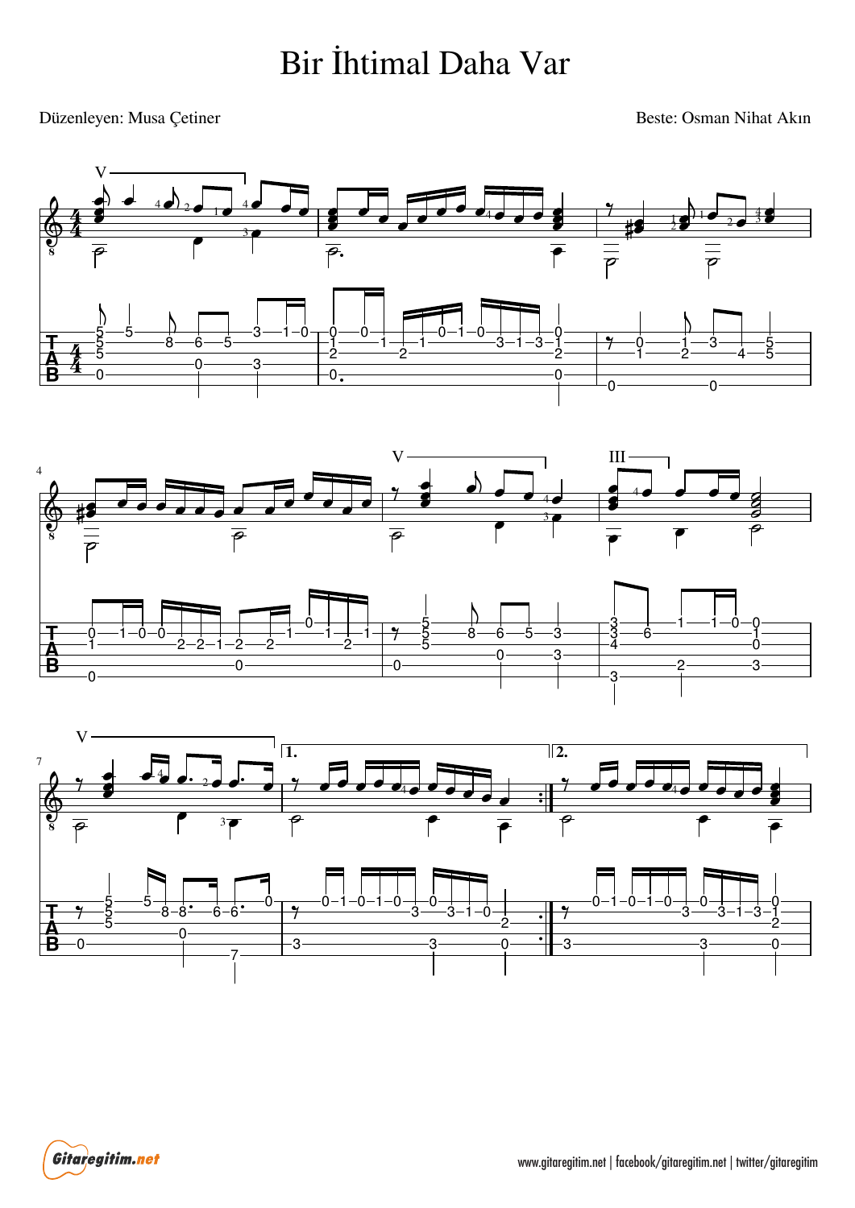# Bir İhtimal Daha Var

Düzenleyen: Musa Çetiner

Beste: Osman Nihat Akın